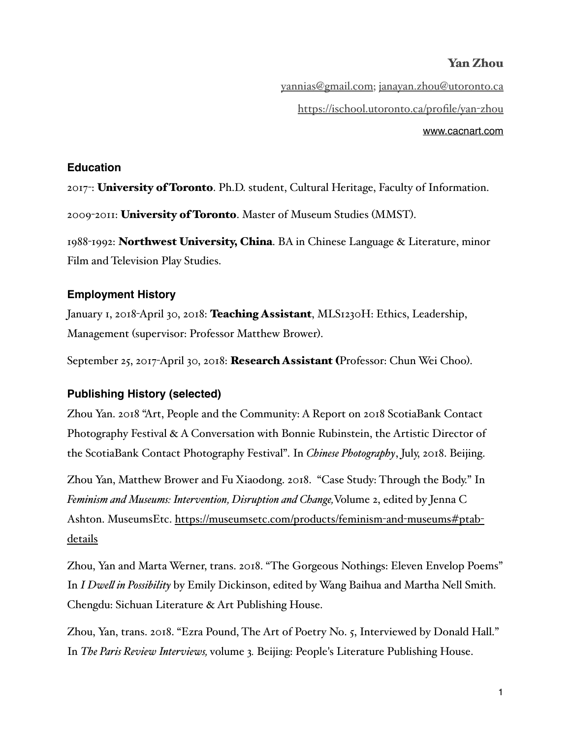# Yan Zhou

yannias@gmail.com; janayan.zhou@utoronto.ca

https://ischool.utoronto.ca/profile/yan-zhou

www.cacnart.com

## Education

2017-: **University of Toronto**. Ph.D. student, Cultural Heritage, Faculty of Information.

2009-2011: **University of Toronto**. Master of Museum Studies (MMST).

1988-1992: **Northwest University, China**. BA in Chinese Language & Literature, minor Film and Television Play Studies.

## Employment History

January 1, 2018-April 30, 2018: **Teaching Assistant**, MLS1230H: Ethics, Leadership, Management (supervisor: Professor Matthew Brower).

September 25, 2017-April 30, 2018: **Research Assistant (**Professor: Chun Wei Choo).

## Publishing History (selected)

Zhou Yan. 2018 "Art, People and the Community: A Report on 2018 ScotiaBank Contact Photography Festival & A Conversation with Bonnie Rubinstein, the Artistic Director of the ScotiaBank Contact Photography Festival". In *Chinese Photography*, July, 2018. Beijing.

Zhou Yan, Matthew Brower and Fu Xiaodong. 2018. "Case Study: Through the Body." In *Feminism and Museums: Intervention, Disruption and Change,* Volume 2, edited by Jenna C Ashton. MuseumsEtc. https://museumsetc.com/products/feminism-and-museums#ptab-details

Zhou, Yan and Marta Werner, trans. 2018. "The Gorgeous Nothings: Eleven Envelop Poems" In *I Dwell in Possibility* by Emily Dickinson, edited by Wang Baihua and Martha Nell Smith. Chengdu: Sichuan Literature & Art Publishing House.

Zhou, Yan, trans. 2018. "Ezra Pound, The Art of Poetry No. 5, Interviewed by Donald Hall." In *The Paris Review Interviews,* volume 3*.* Beijing: People's Literature Publishing House.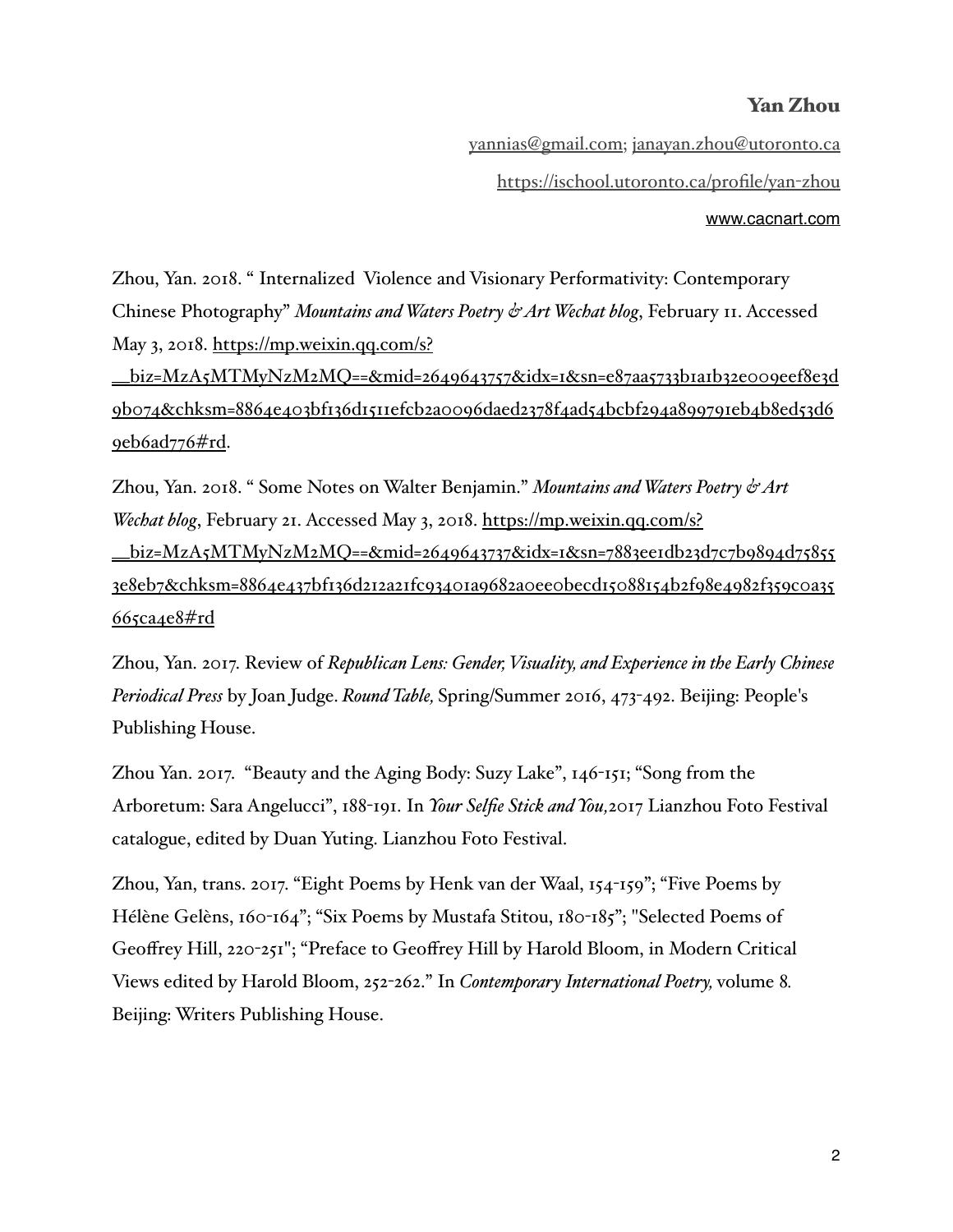**Yan Zhou**

yannias@gmail.com; janayan.zhou@utoronto.ca

https://ischool.utoronto.ca/profile/yan-zhou

www.cacnart.com

Zhou, Yan. 2018. " Internalized Violence and Visionary Performativity: Contemporary Chinese Photography" *Mountains and Waters Poetry & Art Wechat blog*, February 11. Accessed May 3, 2018. https://mp.weixin.qq.com/s?__biz=MzA5MTMyNzM2MQ==&mid=2649643757&idx=1&sn=e87aa5733b1a1b32e009eef8e3d9b074&chksm=8864e403bf136d1511efcb2a0096daed2378f4ad54bcbf294a899791eb4b8ed53d69eb6ad776#rd.

Zhou, Yan. 2018. " Some Notes on Walter Benjamin." *Mountains and Waters Poetry & Art Wechat blog*, February 21. Accessed May 3, 2018. https://mp.weixin.qq.com/s?__biz=MzA5MTMyNzM2MQ==&mid=2649643737&idx=1&sn=7883ee1db23d7c7b9894d758553e8eb7&chksm=8864e437bf136d212a21fc93401a9682a0ee0becd15088154b2f98e4982f359c0a35665ca4e8#rd

Zhou, Yan. 2017. Review of *Republican Lens: Gender, Visuality, and Experience in the Early Chinese Periodical Press* by Joan Judge. *Round Table,* Spring/Summer 2016, 473-492. Beijing: People's Publishing House.

Zhou Yan. 2017. "Beauty and the Aging Body: Suzy Lake", 146-151; "Song from the Arboretum: Sara Angelucci", 188-191. In *Your Selfie Stick and You,*2017 Lianzhou Foto Festival catalogue, edited by Duan Yuting. Lianzhou Foto Festival.

Zhou, Yan, trans. 2017. "Eight Poems by Henk van der Waal, 154-159"; "Five Poems by Hélène Gelèns, 160-164"; "Six Poems by Mustafa Stitou, 180-185"; "Selected Poems of Geoffrey Hill, 220-251"; "Preface to Geoffrey Hill by Harold Bloom, in Modern Critical Views edited by Harold Bloom, 252-262." In *Contemporary International Poetry,* volume 8. Beijing: Writers Publishing House.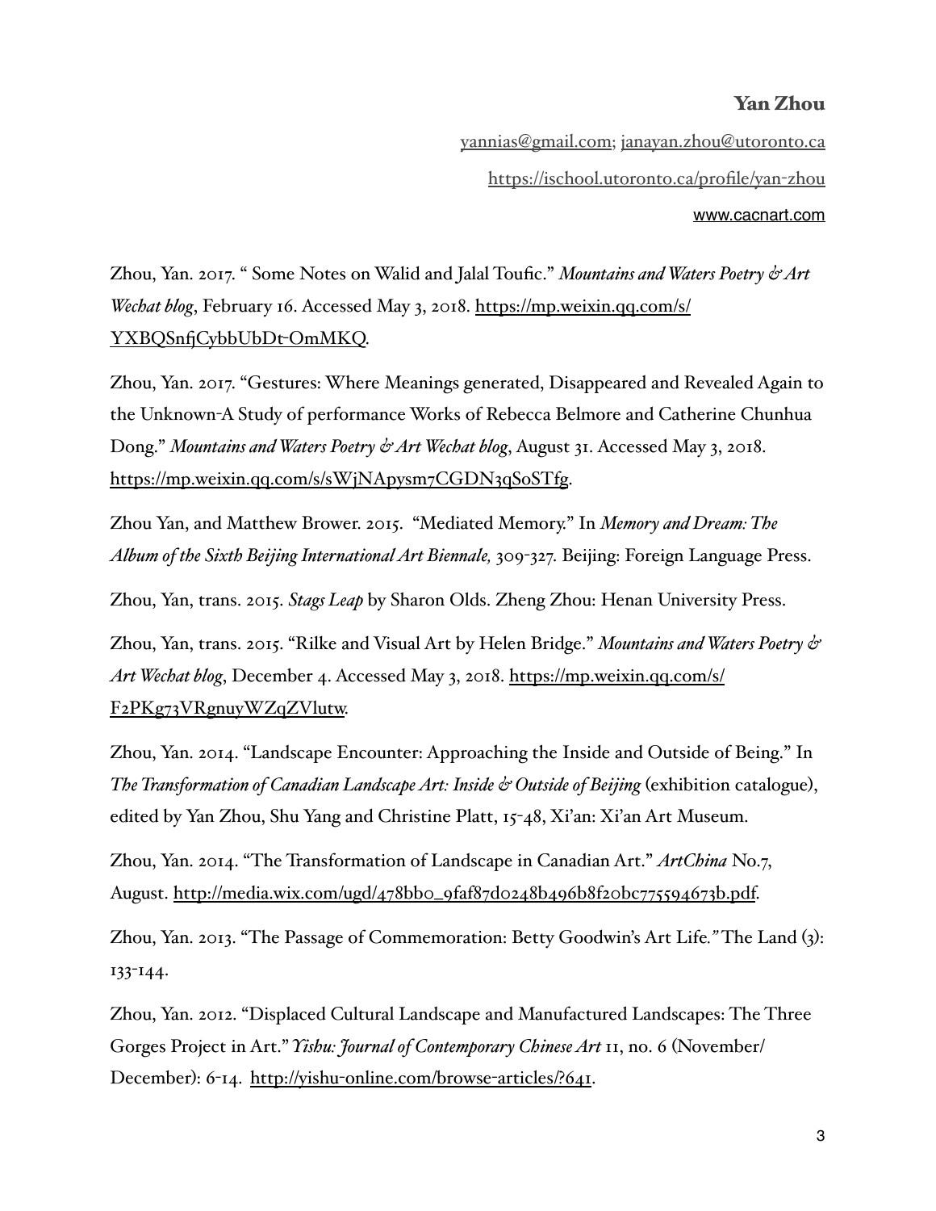**Yan Zhou**

yannias@gmail.com; janayan.zhou@utoronto.ca

https://ischool.utoronto.ca/profile/yan-zhou

www.cacnart.com

Zhou, Yan. 2017. " Some Notes on Walid and Jalal Toufic." *Mountains and Waters Poetry & Art Wechat blog*, February 16. Accessed May 3, 2018. https://mp.weixin.qq.com/s/YXBQSnfjCybbUbDt-OmMKQ.

Zhou, Yan. 2017. "Gestures: Where Meanings generated, Disappeared and Revealed Again to the Unknown-A Study of performance Works of Rebecca Belmore and Catherine Chunhua Dong." *Mountains and Waters Poetry & Art Wechat blog*, August 31. Accessed May 3, 2018. https://mp.weixin.qq.com/s/sWjNApysm7CGDN3qSoSTfg.

Zhou Yan, and Matthew Brower. 2015. "Mediated Memory." In *Memory and Dream: The Album of the Sixth Beijing International Art Biennale,* 309-327. Beijing: Foreign Language Press.

Zhou, Yan, trans. 2015. *Stags Leap* by Sharon Olds. Zheng Zhou: Henan University Press.

Zhou, Yan, trans. 2015. "Rilke and Visual Art by Helen Bridge." *Mountains and Waters Poetry & Art Wechat blog*, December 4. Accessed May 3, 2018. https://mp.weixin.qq.com/s/F2PKg73VRgnuyWZqZVlutw.

Zhou, Yan. 2014. "Landscape Encounter: Approaching the Inside and Outside of Being." In *The Transformation of Canadian Landscape Art: Inside & Outside of Beijing* (exhibition catalogue), edited by Yan Zhou, Shu Yang and Christine Platt, 15-48, Xi'an: Xi'an Art Museum.

Zhou, Yan. 2014. "The Transformation of Landscape in Canadian Art." *ArtChina* No.7, August. http://media.wix.com/ugd/478bb0_9faf87d0248b496b8f20bc775594673b.pdf.

Zhou, Yan. 2013. "The Passage of Commemoration: Betty Goodwin's Art Life*."* The Land (3): 133-144.

Zhou, Yan. 2012. "Displaced Cultural Landscape and Manufactured Landscapes: The Three Gorges Project in Art." *Yishu: Journal of Contemporary Chinese Art* 11, no. 6 (November/December): 6-14. http://yishu-online.com/browse-articles/?641.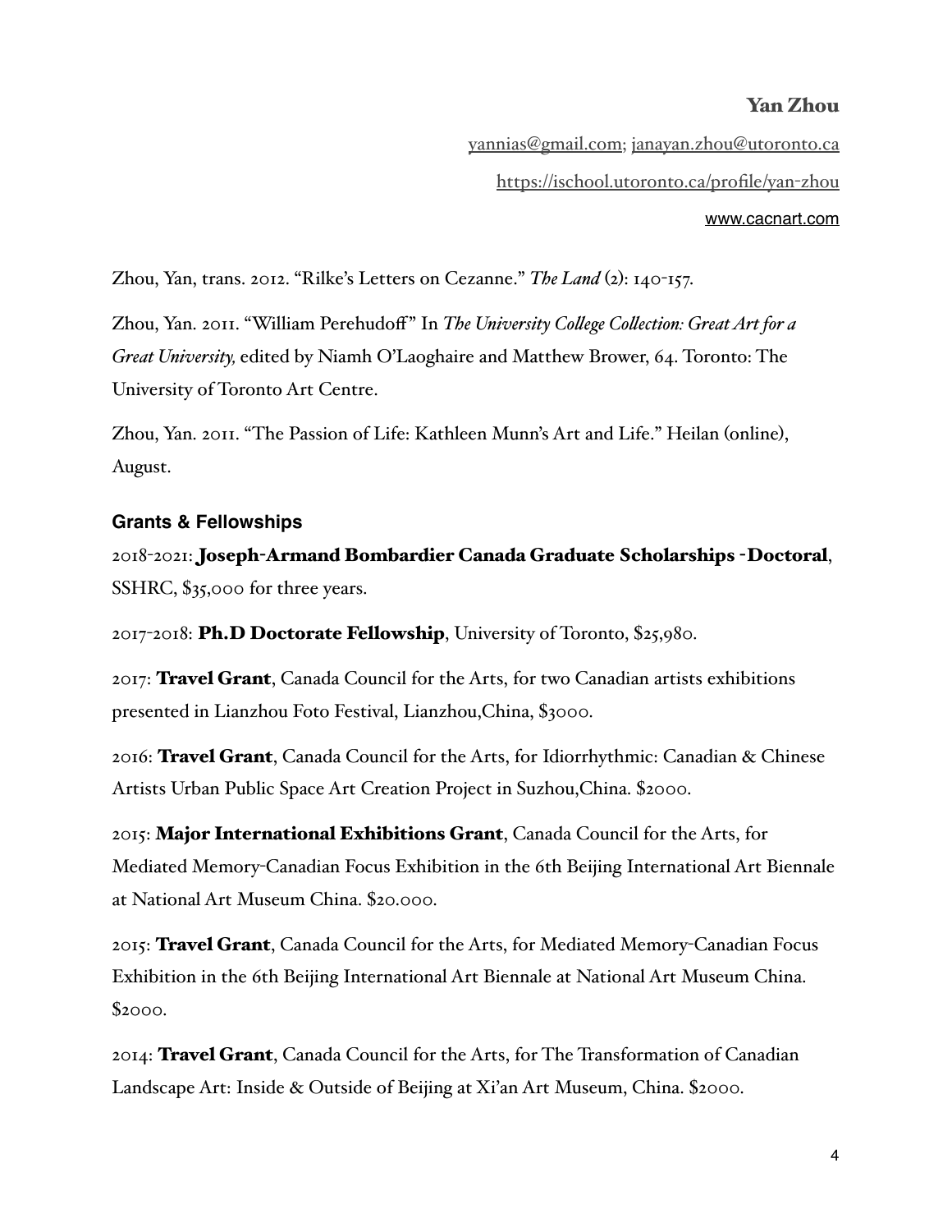**Yan Zhou**

yannias@gmail.com; janayan.zhou@utoronto.ca

https://ischool.utoronto.ca/profile/yan-zhou

www.cacnart.com

Zhou, Yan, trans. 2012. "Rilke's Letters on Cezanne." *The Land* (2): 140-157.

Zhou, Yan. 2011. "William Perehudoff" In *The University College Collection: Great Art for a Great University,* edited by Niamh O'Laoghaire and Matthew Brower, 64. Toronto: The University of Toronto Art Centre.

Zhou, Yan. 2011. "The Passion of Life: Kathleen Munn's Art and Life." Heilan (online), August.

### Grants & Fellowships

2018-2021: **Joseph-Armand Bombardier Canada Graduate Scholarships -Doctoral**, SSHRC, $35,000 for three years.

2017-2018: **Ph.D Doctorate Fellowship**, University of Toronto, $25,980.

2017: **Travel Grant**, Canada Council for the Arts, for two Canadian artists exhibitions presented in Lianzhou Foto Festival, Lianzhou,China, $3000.

2016: **Travel Grant**, Canada Council for the Arts, for Idiorrhythmic: Canadian & Chinese Artists Urban Public Space Art Creation Project in Suzhou,China. $2000.

2015: **Major International Exhibitions Grant**, Canada Council for the Arts, for Mediated Memory-Canadian Focus Exhibition in the 6th Beijing International Art Biennale at National Art Museum China. $20.000.

2015: **Travel Grant**, Canada Council for the Arts, for Mediated Memory-Canadian Focus Exhibition in the 6th Beijing International Art Biennale at National Art Museum China. $2000.

2014: **Travel Grant**, Canada Council for the Arts, for The Transformation of Canadian Landscape Art: Inside & Outside of Beijing at Xi'an Art Museum, China. $2000.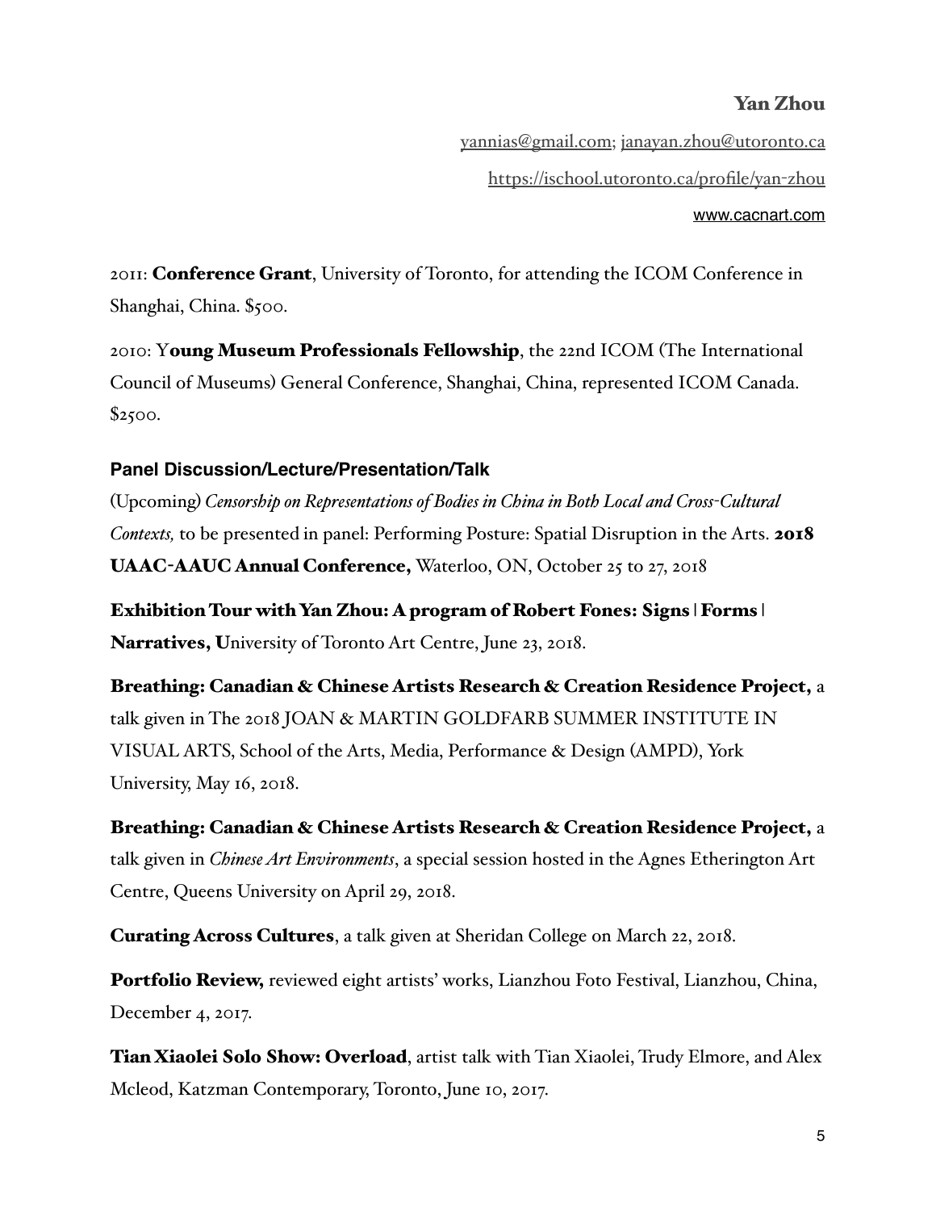**Yan Zhou**

yannias@gmail.com; janayan.zhou@utoronto.ca

https://ischool.utoronto.ca/profile/yan-zhou

www.cacnart.com

2011: **Conference Grant**, University of Toronto, for attending the ICOM Conference in Shanghai, China. $500.

2010: Y**oung Museum Professionals Fellowship**, the 22nd ICOM (The International Council of Museums) General Conference, Shanghai, China, represented ICOM Canada. $2500.

### Panel Discussion/Lecture/Presentation/Talk

(Upcoming) *Censorship on Representations of Bodies in China in Both Local and Cross-Cultural Contexts,* to be presented in panel: Performing Posture: Spatial Disruption in the Arts. **2018 UAAC-AAUC Annual Conference,** Waterloo, ON, October 25 to 27, 2018

**Exhibition Tour with Yan Zhou: A program of Robert Fones: Signs | Forms | Narratives, U**niversity of Toronto Art Centre, June 23, 2018.

**Breathing: Canadian & Chinese Artists Research & Creation Residence Project,** a talk given in The 2018 JOAN & MARTIN GOLDFARB SUMMER INSTITUTE IN VISUAL ARTS, School of the Arts, Media, Performance & Design (AMPD), York University, May 16, 2018.

**Breathing: Canadian & Chinese Artists Research & Creation Residence Project,** a talk given in *Chinese Art Environments*, a special session hosted in the Agnes Etherington Art Centre, Queens University on April 29, 2018.

**Curating Across Cultures**, a talk given at Sheridan College on March 22, 2018.

**Portfolio Review,** reviewed eight artists' works, Lianzhou Foto Festival, Lianzhou, China, December 4, 2017.

**Tian Xiaolei Solo Show: Overload**, artist talk with Tian Xiaolei, Trudy Elmore, and Alex Mcleod, Katzman Contemporary, Toronto, June 10, 2017.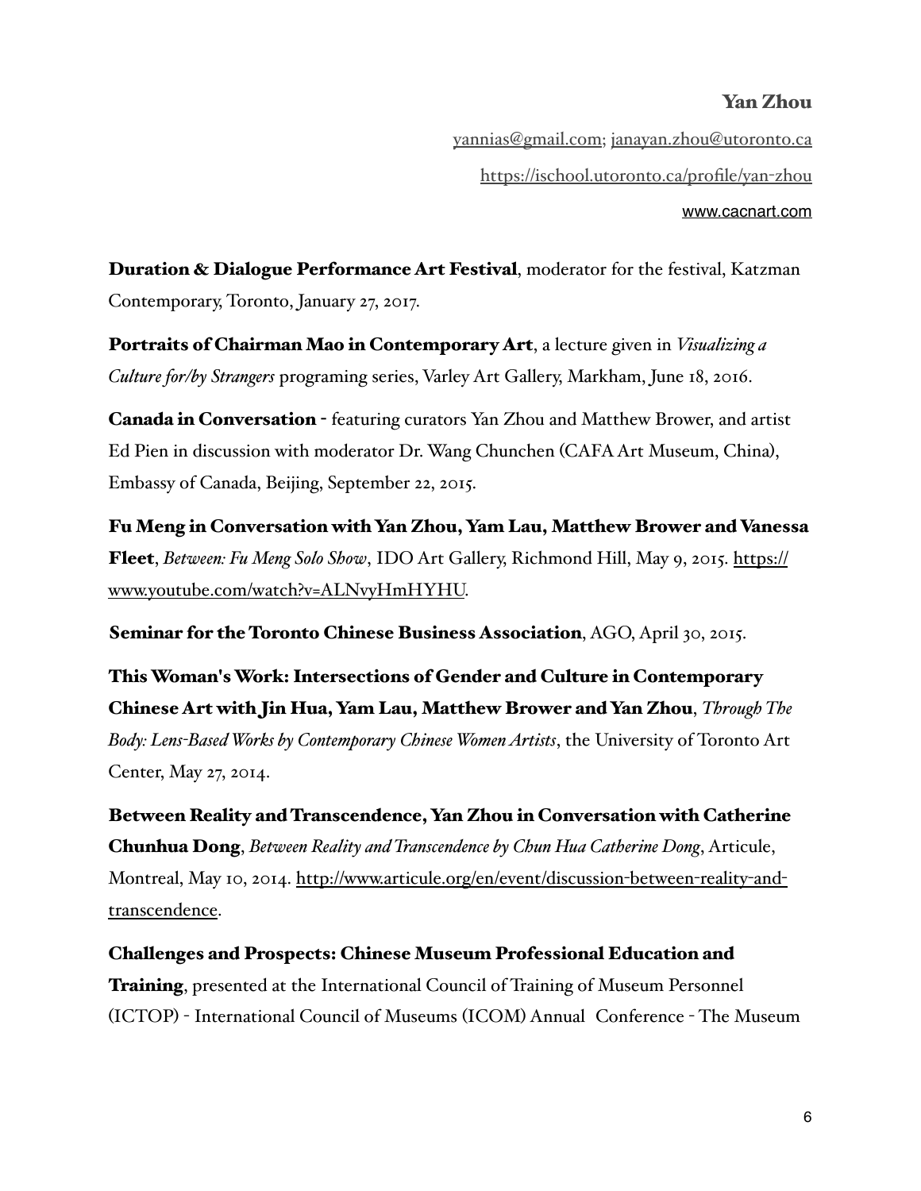**Duration & Dialogue Performance Art Festival**, moderator for the festival, Katzman Contemporary, Toronto, January 27, 2017.

**Portraits of Chairman Mao in Contemporary Art**, a lecture given in *Visualizing a Culture for/by Strangers* programing series, Varley Art Gallery, Markham, June 18, 2016.

**Canada in Conversation** - featuring curators Yan Zhou and Matthew Brower, and artist Ed Pien in discussion with moderator Dr. Wang Chunchen (CAFA Art Museum, China), Embassy of Canada, Beijing, September 22, 2015.

**Fu Meng in Conversation with Yan Zhou, Yam Lau, Matthew Brower and Vanessa Fleet**, *Between: Fu Meng Solo Show*, IDO Art Gallery, Richmond Hill, May 9, 2015. https://www.youtube.com/watch?v=ALNvyHmHYHU.

**Seminar for the Toronto Chinese Business Association**, AGO, April 30, 2015.

**This Woman's Work: Intersections of Gender and Culture in Contemporary Chinese Art with Jin Hua, Yam Lau, Matthew Brower and Yan Zhou**, *Through The Body: Lens-Based Works by Contemporary Chinese Women Artists*, the University of Toronto Art Center, May 27, 2014.

**Between Reality and Transcendence, Yan Zhou in Conversation with Catherine Chunhua Dong**, *Between Reality and Transcendence by Chun Hua Catherine Dong*, Articule, Montreal, May 10, 2014. http://www.articule.org/en/event/discussion-between-reality-and-transcendence.

**Challenges and Prospects: Chinese Museum Professional Education and Training**, presented at the International Council of Training of Museum Personnel (ICTOP) - International Council of Museums (ICOM) Annual Conference - The Museum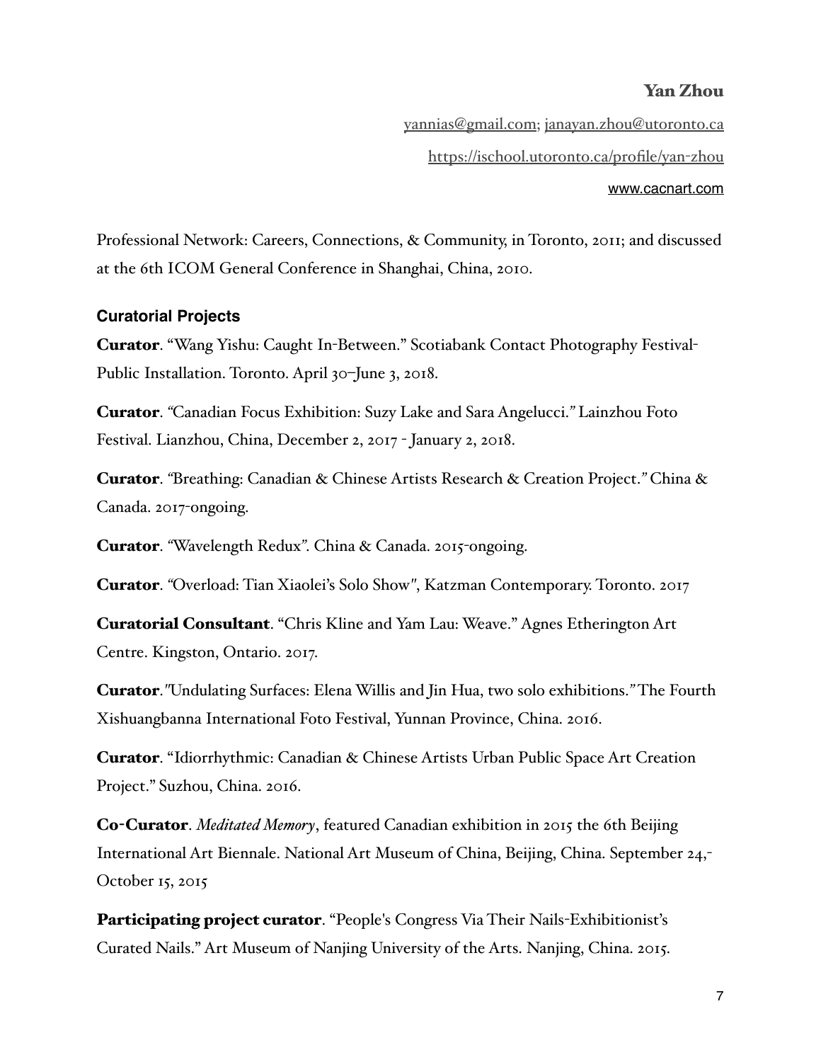**Yan Zhou**

yannias@gmail.com; janayan.zhou@utoronto.ca

https://ischool.utoronto.ca/profile/yan-zhou

www.cacnart.com

Professional Network: Careers, Connections, & Community, in Toronto, 2011; and discussed at the 6th ICOM General Conference in Shanghai, China, 2010.

### Curatorial Projects

**Curator**. "Wang Yishu: Caught In-Between." Scotiabank Contact Photography Festival-Public Installation. Toronto. April 30–June 3, 2018.

**Curator**. "Canadian Focus Exhibition: Suzy Lake and Sara Angelucci." Lainzhou Foto Festival. Lianzhou, China, December 2, 2017 - January 2, 2018.

**Curator**. "Breathing: Canadian & Chinese Artists Research & Creation Project." China & Canada. 2017-ongoing.

**Curator**. "Wavelength Redux". China & Canada. 2015-ongoing.

**Curator**. "Overload: Tian Xiaolei's Solo Show", Katzman Contemporary. Toronto. 2017

**Curatorial Consultant**. "Chris Kline and Yam Lau: Weave." Agnes Etherington Art Centre. Kingston, Ontario. 2017.

**Curator**."Undulating Surfaces: Elena Willis and Jin Hua, two solo exhibitions." The Fourth Xishuangbanna International Foto Festival, Yunnan Province, China. 2016.

**Curator**. "Idiorrhythmic: Canadian & Chinese Artists Urban Public Space Art Creation Project." Suzhou, China. 2016.

**Co-Curator**. *Meditated Memory*, featured Canadian exhibition in 2015 the 6th Beijing International Art Biennale. National Art Museum of China, Beijing, China. September 24,-October 15, 2015

**Participating project curator**. "People's Congress Via Their Nails-Exhibitionist's Curated Nails." Art Museum of Nanjing University of the Arts. Nanjing, China. 2015.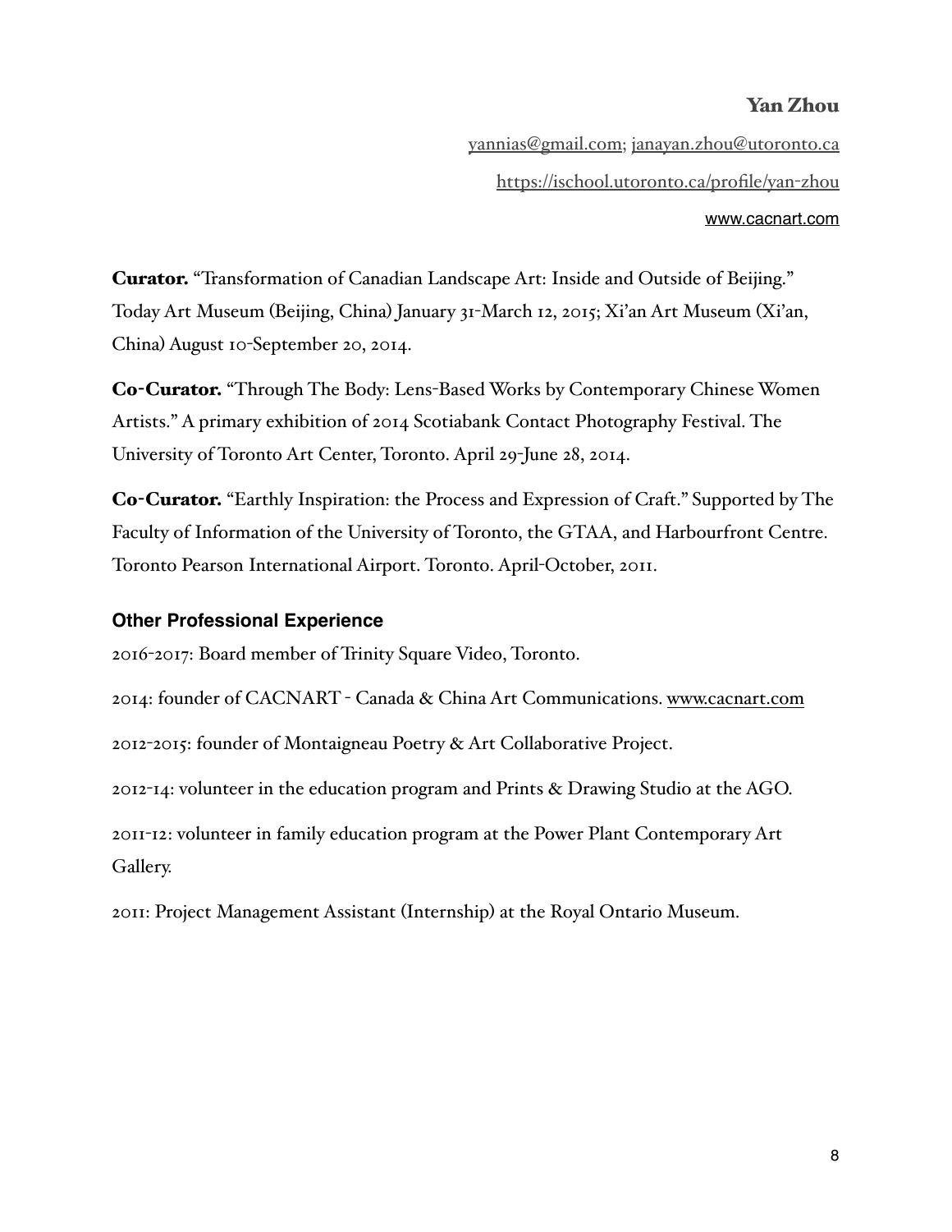**Yan Zhou**

yannias@gmail.com; janayan.zhou@utoronto.ca

https://ischool.utoronto.ca/profile/yan-zhou

www.cacnart.com

**Curator.** "Transformation of Canadian Landscape Art: Inside and Outside of Beijing." Today Art Museum (Beijing, China) January 31-March 12, 2015; Xi'an Art Museum (Xi'an, China) August 10-September 20, 2014.

**Co-Curator.** "Through The Body: Lens-Based Works by Contemporary Chinese Women Artists." A primary exhibition of 2014 Scotiabank Contact Photography Festival. The University of Toronto Art Center, Toronto. April 29-June 28, 2014.

**Co-Curator.** "Earthly Inspiration: the Process and Expression of Craft." Supported by The Faculty of Information of the University of Toronto, the GTAA, and Harbourfront Centre. Toronto Pearson International Airport. Toronto. April-October, 2011.

### Other Professional Experience

2016-2017: Board member of Trinity Square Video, Toronto.

2014: founder of CACNART - Canada & China Art Communications. www.cacnart.com

2012-2015: founder of Montaigneau Poetry & Art Collaborative Project.

2012-14: volunteer in the education program and Prints & Drawing Studio at the AGO.

2011-12: volunteer in family education program at the Power Plant Contemporary Art Gallery.

2011: Project Management Assistant (Internship) at the Royal Ontario Museum.